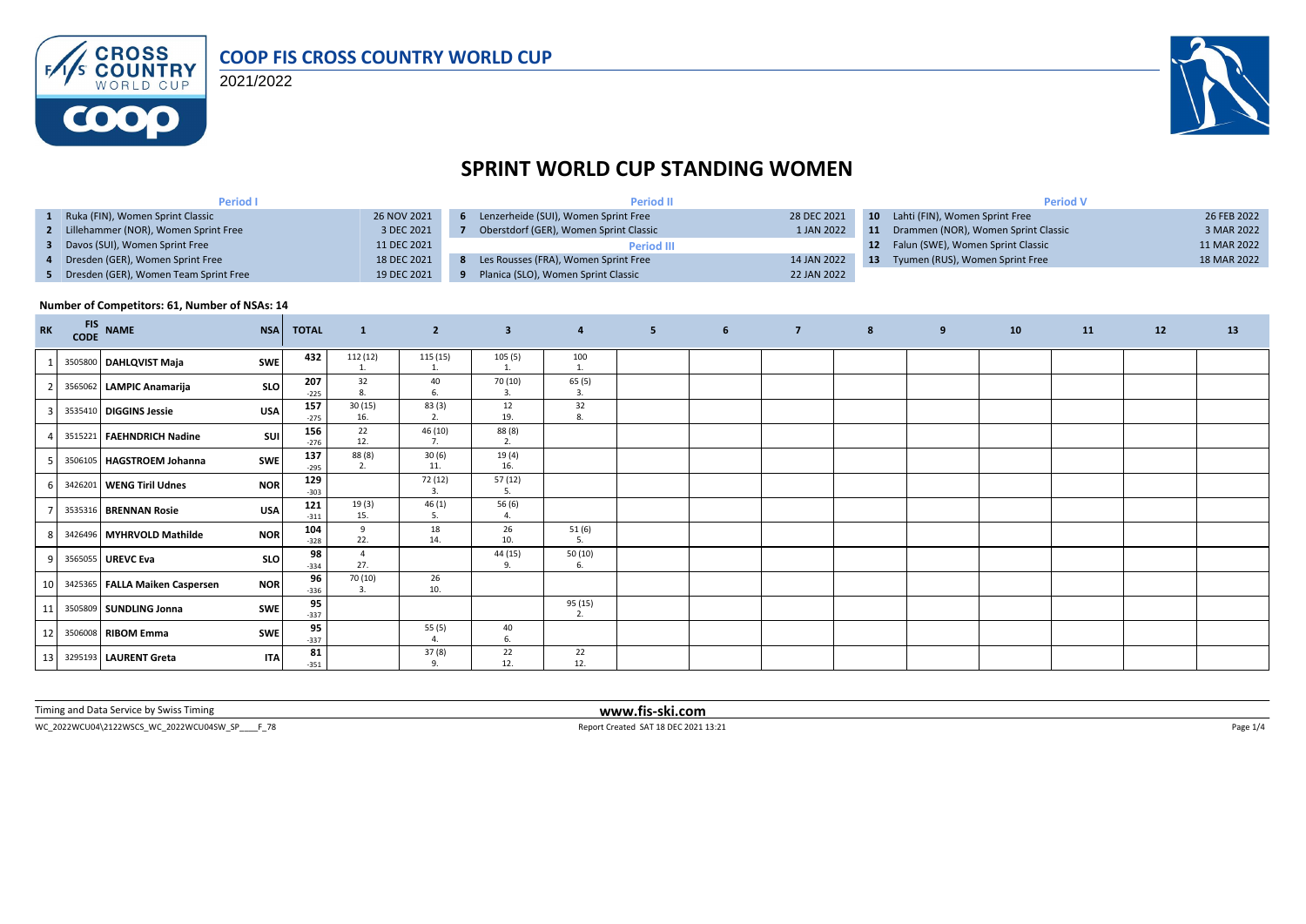COOP FIS CROSS COUNTRY WORLD CUP

2021/2022

# SPRINT WORLD CUP STANDING WOMEN

| Period I | | | Period II | | | Period V | | |
|---|---|---|---|---|---|---|---|---|
| 1 | Ruka (FIN), Women Sprint Classic | 26 NOV 2021 | 6 | Lenzerheide (SUI), Women Sprint Free | 28 DEC 2021 | 10 | Lahti (FIN), Women Sprint Free | 26 FEB 2022 |
| 2 | Lillehammer (NOR), Women Sprint Free | 3 DEC 2021 | 7 | Oberstdorf (GER), Women Sprint Classic | 1 JAN 2022 | 11 | Drammen (NOR), Women Sprint Classic | 3 MAR 2022 |
| 3 | Davos (SUI), Women Sprint Free | 11 DEC 2021 | | Period III | | 12 | Falun (SWE), Women Sprint Classic | 11 MAR 2022 |
| 4 | Dresden (GER), Women Sprint Free | 18 DEC 2021 | 8 | Les Rousses (FRA), Women Sprint Free | 14 JAN 2022 | 13 | Tyumen (RUS), Women Sprint Free | 18 MAR 2022 |
| 5 | Dresden (GER), Women Team Sprint Free | 19 DEC 2021 | 9 | Planica (SLO), Women Sprint Classic | 22 JAN 2022 | | | |

**Number of Competitors: 61, Number of NSAs: 14**

| RK | FIS CODE | NAME | NSA | TOTAL | 1 | 2 | 3 | 4 | 5 | 6 | 7 | 8 | 9 | 10 | 11 | 12 | 13 |
|---|---|---|---|---|---|---|---|---|---|---|---|---|---|---|---|---|---|
| 1 | 3505800 | **DAHLQVIST Maja** | SWE | 432 | 112 (12) 1. | 115 (15) 1. | 105 (5) 1. | 100 1. | | | | | | | | | |
| 2 | 3565062 | **LAMPIC Anamarija** | SLO | 207 -225 | 32 8. | 40 6. | 70 (10) 3. | 65 (5) 3. | | | | | | | | | |
| 3 | 3535410 | **DIGGINS Jessie** | USA | 157 -275 | 30 (15) 16. | 83 (3) 2. | 12 19. | 32 8. | | | | | | | | | |
| 4 | 3515221 | **FAEHNDRICH Nadine** | SUI | 156 -276 | 22 12. | 46 (10) 7. | 88 (8) 2. | | | | | | | | | | |
| 5 | 3506105 | **HAGSTROEM Johanna** | SWE | 137 -295 | 88 (8) 2. | 30 (6) 11. | 19 (4) 16. | | | | | | | | | | |
| 6 | 3426201 | **WENG Tiril Udnes** | NOR | 129 -303 | | 72 (12) 3. | 57 (12) 5. | | | | | | | | | | |
| 7 | 3535316 | **BRENNAN Rosie** | USA | 121 -311 | 19 (3) 15. | 46 (1) 5. | 56 (6) 4. | | | | | | | | | | |
| 8 | 3426496 | **MYHRVOLD Mathilde** | NOR | 104 -328 | 9 22. | 18 14. | 26 10. | 51 (6) 5. | | | | | | | | | |
| 9 | 3565055 | **UREVC Eva** | SLO | 98 -334 | 4 27. | | 44 (15) 9. | 50 (10) 6. | | | | | | | | | |
| 10 | 3425365 | **FALLA Maiken Caspersen** | NOR | 96 -336 | 70 (10) 3. | 26 10. | | | | | | | | | | | |
| 11 | 3505809 | **SUNDLING Jonna** | SWE | 95 -337 | | | | 95 (15) 2. | | | | | | | | | |
| 12 | 3506008 | **RIBOM Emma** | SWE | 95 -337 | | 55 (5) 4. | 40 6. | | | | | | | | | | |
| 13 | 3295193 | **LAURENT Greta** | ITA | 81 -351 | | 37 (8) 9. | 22 12. | 22 12. | | | | | | | | | |

Timing and Data Service by Swiss Timing

www.fis-ski.com

WC_2022WCU04\2122WSCS_WC_2022WCU04SW_SP____F_78

Report Created SAT 18 DEC 2021 13:21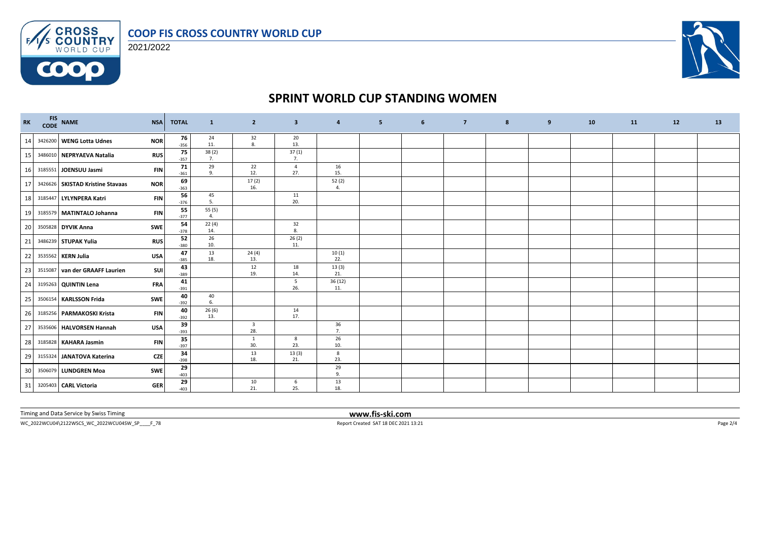# COOP FIS CROSS COUNTRY WORLD CUP

2021/2022

## SPRINT WORLD CUP STANDING WOMEN

| RK | FIS CODE | NAME | NSA | TOTAL | 1 | 2 | 3 | 4 | 5 | 6 | 7 | 8 | 9 | 10 | 11 | 12 | 13 |
|---|---|---|---|---|---|---|---|---|---|---|---|---|---|---|---|---|---|
| 14 | 3426200 | **WENG Lotta Udnes** | NOR | **76** -356 | 24 11. | 32 8. | 20 13. | | | | | | | | | | |
| 15 | 3486010 | **NEPRYAEVA Natalia** | RUS | **75** -357 | 38 (2) 7. | | 37 (1) 7. | | | | | | | | | | |
| 16 | 3185551 | **JOENSUU Jasmi** | FIN | **71** -361 | 29 9. | 22 12. | 4 27. | 16 15. | | | | | | | | | |
| 17 | 3426626 | **SKISTAD Kristine Stavaas** | NOR | **69** -363 | | 17 (2) 16. | | 52 (2) 4. | | | | | | | | | |
| 18 | 3185447 | **LYLYNPERA Katri** | FIN | **56** -376 | 45 5. | | 11 20. | | | | | | | | | | |
| 19 | 3185579 | **MATINTALO Johanna** | FIN | **55** -377 | 55 (5) 4. | | | | | | | | | | | | |
| 20 | 3505828 | **DYVIK Anna** | SWE | **54** -378 | 22 (4) 14. | | 32 8. | | | | | | | | | | |
| 21 | 3486239 | **STUPAK Yulia** | RUS | **52** -380 | 26 10. | | 26 (2) 11. | | | | | | | | | | |
| 22 | 3535562 | **KERN Julia** | USA | **47** -385 | 13 18. | 24 (4) 13. | | 10 (1) 22. | | | | | | | | | |
| 23 | 3515087 | **van der GRAAFF Laurien** | SUI | **43** -389 | | 12 19. | 18 14. | 13 (3) 21. | | | | | | | | | |
| 24 | 3195263 | **QUINTIN Lena** | FRA | **41** -391 | | | 5 26. | 36 (12) 11. | | | | | | | | | |
| 25 | 3506154 | **KARLSSON Frida** | SWE | **40** -392 | 40 6. | | | | | | | | | | | | |
| 26 | 3185256 | **PARMAKOSKI Krista** | FIN | **40** -392 | 26 (6) 13. | | 14 17. | | | | | | | | | | |
| 27 | 3535606 | **HALVORSEN Hannah** | USA | **39** -393 | | 3 28. | | 36 7. | | | | | | | | | |
| 28 | 3185828 | **KAHARA Jasmin** | FIN | **35** -397 | | 1 30. | 8 23. | 26 10. | | | | | | | | | |
| 29 | 3155324 | **JANATOVA Katerina** | CZE | **34** -398 | | 13 18. | 13 (3) 21. | 8 23. | | | | | | | | | |
| 30 | 3506079 | **LUNDGREN Moa** | SWE | **29** -403 | | | | 29 9. | | | | | | | | | |
| 31 | 3205403 | **CARL Victoria** | GER | **29** -403 | | 10 21. | 6 25. | 13 18. | | | | | | | | | |

Timing and Data Service by Swiss Timing

**www.fis-ski.com**

WC_2022WCU04\2122WSCS_WC_2022WCU04SW_SP____F_78

Report Created SAT 18 DEC 2021 13:21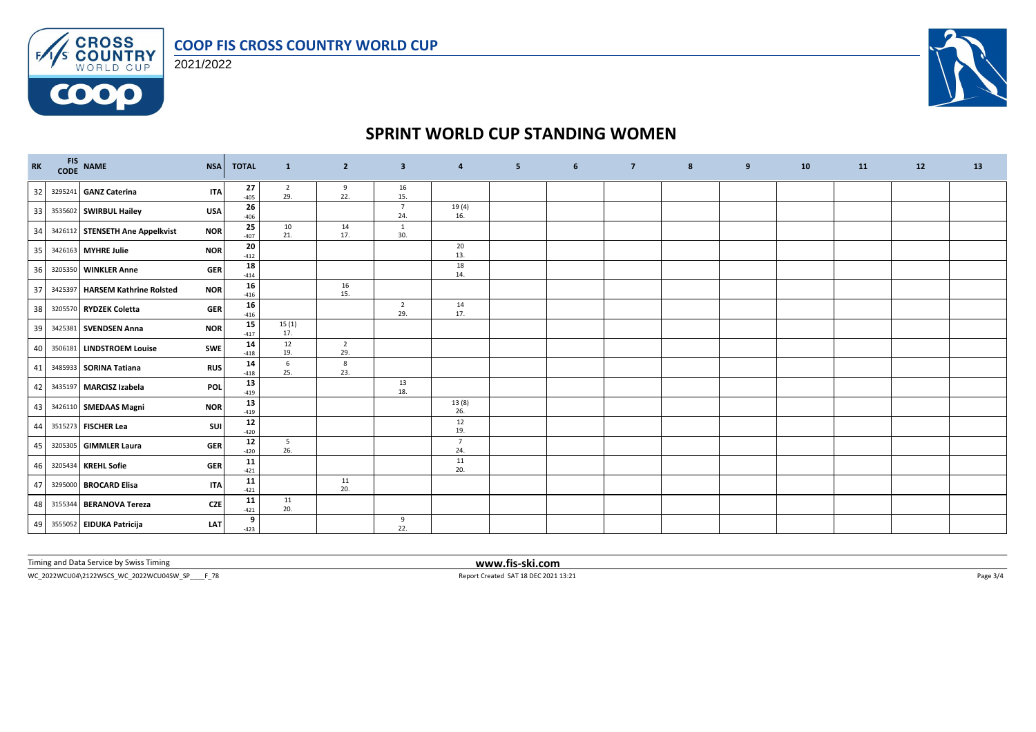COOP FIS CROSS COUNTRY WORLD CUP

2021/2022

# SPRINT WORLD CUP STANDING WOMEN

| RK | FIS CODE | NAME | NSA | TOTAL | 1 | 2 | 3 | 4 | 5 | 6 | 7 | 8 | 9 | 10 | 11 | 12 | 13 |
|---|---|---|---|---|---|---|---|---|---|---|---|---|---|---|---|---|---|
| 32 | 3295241 | **GANZ Caterina** | **ITA** | **27** -405 | 2 29. | 9 22. | 16 15. | | | | | | | | | | |
| 33 | 3535602 | **SWIRBUL Hailey** | **USA** | **26** -406 | | | 7 24. | 19 (4) 16. | | | | | | | | | |
| 34 | 3426112 | **STENSETH Ane Appelkvist** | **NOR** | **25** -407 | 10 21. | 14 17. | 1 30. | | | | | | | | | | |
| 35 | 3426163 | **MYHRE Julie** | **NOR** | **20** -412 | | | | 20 13. | | | | | | | | | |
| 36 | 3205350 | **WINKLER Anne** | **GER** | **18** -414 | | | | 18 14. | | | | | | | | | |
| 37 | 3425397 | **HARSEM Kathrine Rolsted** | **NOR** | **16** -416 | | 16 15. | | | | | | | | | | | |
| 38 | 3205570 | **RYDZEK Coletta** | **GER** | **16** -416 | | | 2 29. | 14 17. | | | | | | | | | |
| 39 | 3425381 | **SVENDSEN Anna** | **NOR** | **15** -417 | 15 (1) 17. | | | | | | | | | | | | |
| 40 | 3506181 | **LINDSTROEM Louise** | **SWE** | **14** -418 | 12 19. | 2 29. | | | | | | | | | | | |
| 41 | 3485933 | **SORINA Tatiana** | **RUS** | **14** -418 | 6 25. | 8 23. | | | | | | | | | | | |
| 42 | 3435197 | **MARCISZ Izabela** | **POL** | **13** -419 | | | 13 18. | | | | | | | | | | |
| 43 | 3426110 | **SMEDAAS Magni** | **NOR** | **13** -419 | | | | 13 (8) 26. | | | | | | | | | |
| 44 | 3515273 | **FISCHER Lea** | **SUI** | **12** -420 | | | | 12 19. | | | | | | | | | |
| 45 | 3205305 | **GIMMLER Laura** | **GER** | **12** -420 | 5 26. | | | 7 24. | | | | | | | | | |
| 46 | 3205434 | **KREHL Sofie** | **GER** | **11** -421 | | | | 11 20. | | | | | | | | | |
| 47 | 3295000 | **BROCARD Elisa** | **ITA** | **11** -421 | | 11 20. | | | | | | | | | | | |
| 48 | 3155344 | **BERANOVA Tereza** | **CZE** | **11** -421 | 11 20. | | | | | | | | | | | | |
| 49 | 3555052 | **EIDUKA Patricija** | **LAT** | **9** -423 | | | 9 22. | | | | | | | | | | |

Timing and Data Service by Swiss Timing

**www.fis-ski.com**

WC_2022WCU04\2122WSCS_WC_2022WCU04SW_SP____F_78

Report Created SAT 18 DEC 2021 13:21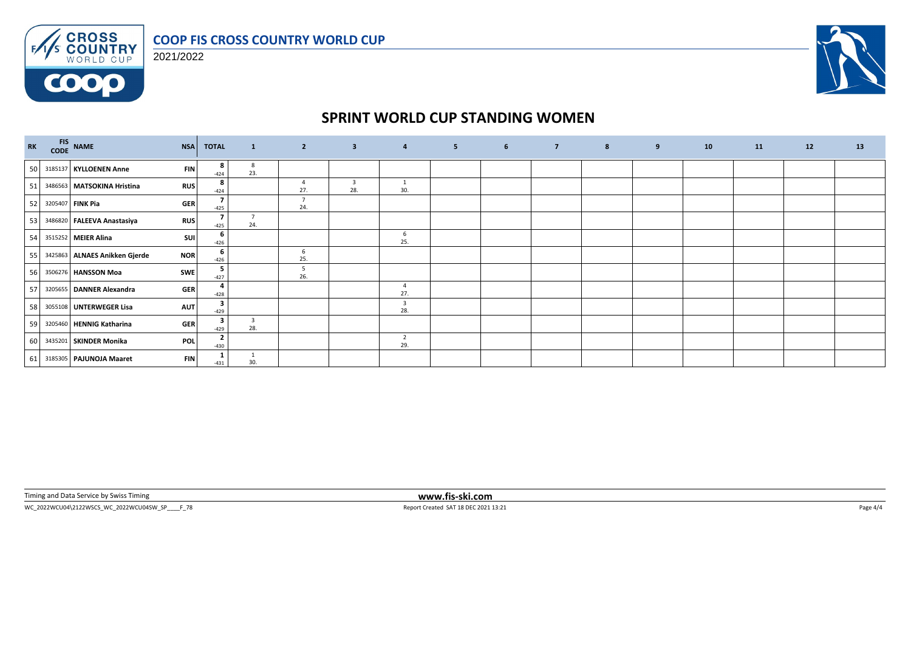# SPRINT WORLD CUP STANDING WOMEN

| RK | FIS CODE | NAME | NSA | TOTAL | 1 | 2 | 3 | 4 | 5 | 6 | 7 | 8 | 9 | 10 | 11 | 12 | 13 |
|---|---|---|---|---|---|---|---|---|---|---|---|---|---|---|---|---|---|
| 50 | 3185137 | **KYLLOENEN Anne** | FIN | **8** -424 | 8 23. | | | | | | | | | | | | |
| 51 | 3486563 | **MATSOKINA Hristina** | RUS | **8** -424 | | 4 27. | 3 28. | 1 30. | | | | | | | | | |
| 52 | 3205407 | **FINK Pia** | GER | **7** -425 | | 7 24. | | | | | | | | | | | |
| 53 | 3486820 | **FALEEVA Anastasiya** | RUS | **7** -425 | 7 24. | | | | | | | | | | | | |
| 54 | 3515252 | **MEIER Alina** | SUI | **6** -426 | | | | 6 25. | | | | | | | | | |
| 55 | 3425863 | **ALNAES Anikken Gjerde** | NOR | **6** -426 | | 6 25. | | | | | | | | | | | |
| 56 | 3506276 | **HANSSON Moa** | SWE | **5** -427 | | 5 26. | | | | | | | | | | | |
| 57 | 3205655 | **DANNER Alexandra** | GER | **4** -428 | | | | 4 27. | | | | | | | | | |
| 58 | 3055108 | **UNTERWEGER Lisa** | AUT | **3** -429 | | | | 3 28. | | | | | | | | | |
| 59 | 3205460 | **HENNIG Katharina** | GER | **3** -429 | 3 28. | | | | | | | | | | | | |
| 60 | 3435201 | **SKINDER Monika** | POL | **2** -430 | | | | 2 29. | | | | | | | | | |
| 61 | 3185305 | **PAJUNOJA Maaret** | FIN | **1** -431 | 1 30. | | | | | | | | | | | | |

Timing and Data Service by Swiss Timing

**www.fis-ski.com**

WC_2022WCU04\2122WSCS_WC_2022WCU04SW_SP____F_78

Report Created SAT 18 DEC 2021 13:21